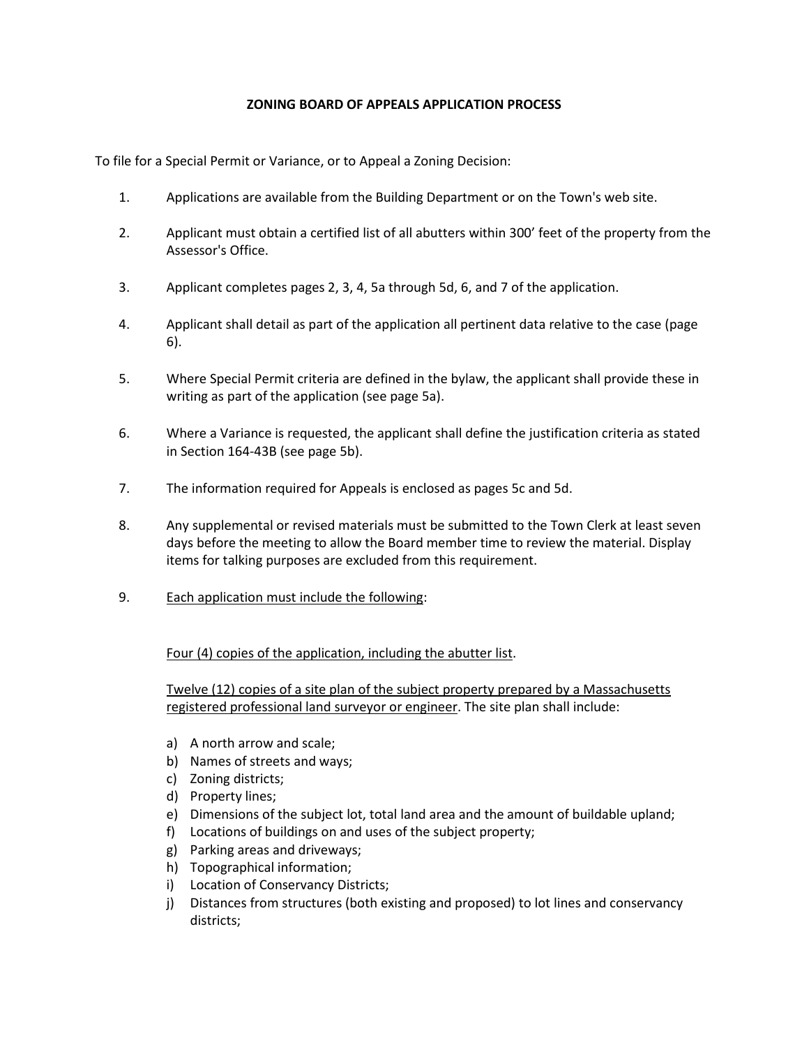# ZONING BOARD OF APPEALS APPLICATION PROCESS

To file for a Special Permit or Variance, or to Appeal a Zoning Decision:

1. Applications are available from the Building Department or on the Town's web site.

2. Applicant must obtain a certified list of all abutters within 300' feet of the property from the Assessor's Office.

3. Applicant completes pages 2, 3, 4, 5a through 5d, 6, and 7 of the application.

4. Applicant shall detail as part of the application all pertinent data relative to the case (page 6).

5. Where Special Permit criteria are defined in the bylaw, the applicant shall provide these in writing as part of the application (see page 5a).

6. Where a Variance is requested, the applicant shall define the justification criteria as stated in Section 164-43B (see page 5b).

7. The information required for Appeals is enclosed as pages 5c and 5d.

8. Any supplemental or revised materials must be submitted to the Town Clerk at least seven days before the meeting to allow the Board member time to review the material. Display items for talking purposes are excluded from this requirement.

9. <u>Each application must include the following</u>:

   <u>Four (4) copies of the application, including the abutter list</u>.

   <u>Twelve (12) copies of a site plan of the subject property prepared by a Massachusetts registered professional land surveyor or engineer</u>. The site plan shall include:

   a) A north arrow and scale;
   b) Names of streets and ways;
   c) Zoning districts;
   d) Property lines;
   e) Dimensions of the subject lot, total land area and the amount of buildable upland;
   f) Locations of buildings on and uses of the subject property;
   g) Parking areas and driveways;
   h) Topographical information;
   i) Location of Conservancy Districts;
   j) Distances from structures (both existing and proposed) to lot lines and conservancy districts;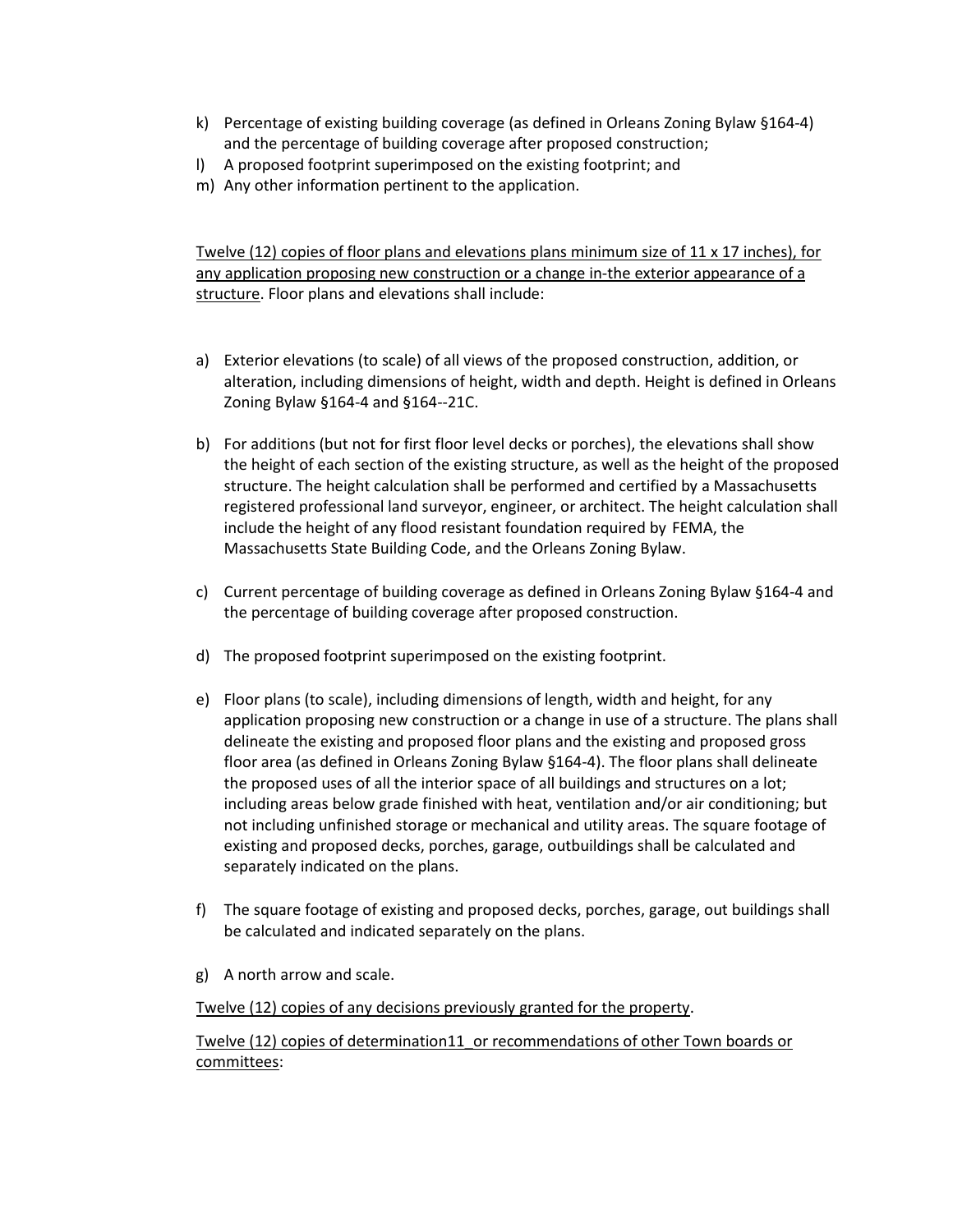k) Percentage of existing building coverage (as defined in Orleans Zoning Bylaw §164-4) and the percentage of building coverage after proposed construction;
l) A proposed footprint superimposed on the existing footprint; and
m) Any other information pertinent to the application.

Twelve (12) copies of floor plans and elevations plans minimum size of 11 x 17 inches), for any application proposing new construction or a change in-the exterior appearance of a structure. Floor plans and elevations shall include:

a) Exterior elevations (to scale) of all views of the proposed construction, addition, or alteration, including dimensions of height, width and depth. Height is defined in Orleans Zoning Bylaw §164-4 and §164--21C.

b) For additions (but not for first floor level decks or porches), the elevations shall show the height of each section of the existing structure, as well as the height of the proposed structure. The height calculation shall be performed and certified by a Massachusetts registered professional land surveyor, engineer, or architect. The height calculation shall include the height of any flood resistant foundation required by FEMA, the Massachusetts State Building Code, and the Orleans Zoning Bylaw.

c) Current percentage of building coverage as defined in Orleans Zoning Bylaw §164-4 and the percentage of building coverage after proposed construction.

d) The proposed footprint superimposed on the existing footprint.

e) Floor plans (to scale), including dimensions of length, width and height, for any application proposing new construction or a change in use of a structure. The plans shall delineate the existing and proposed floor plans and the existing and proposed gross floor area (as defined in Orleans Zoning Bylaw §164-4). The floor plans shall delineate the proposed uses of all the interior space of all buildings and structures on a lot; including areas below grade finished with heat, ventilation and/or air conditioning; but not including unfinished storage or mechanical and utility areas. The square footage of existing and proposed decks, porches, garage, outbuildings shall be calculated and separately indicated on the plans.

f) The square footage of existing and proposed decks, porches, garage, out buildings shall be calculated and indicated separately on the plans.

g) A north arrow and scale.

Twelve (12) copies of any decisions previously granted for the property.

Twelve (12) copies of determination11_or recommendations of other Town boards or committees: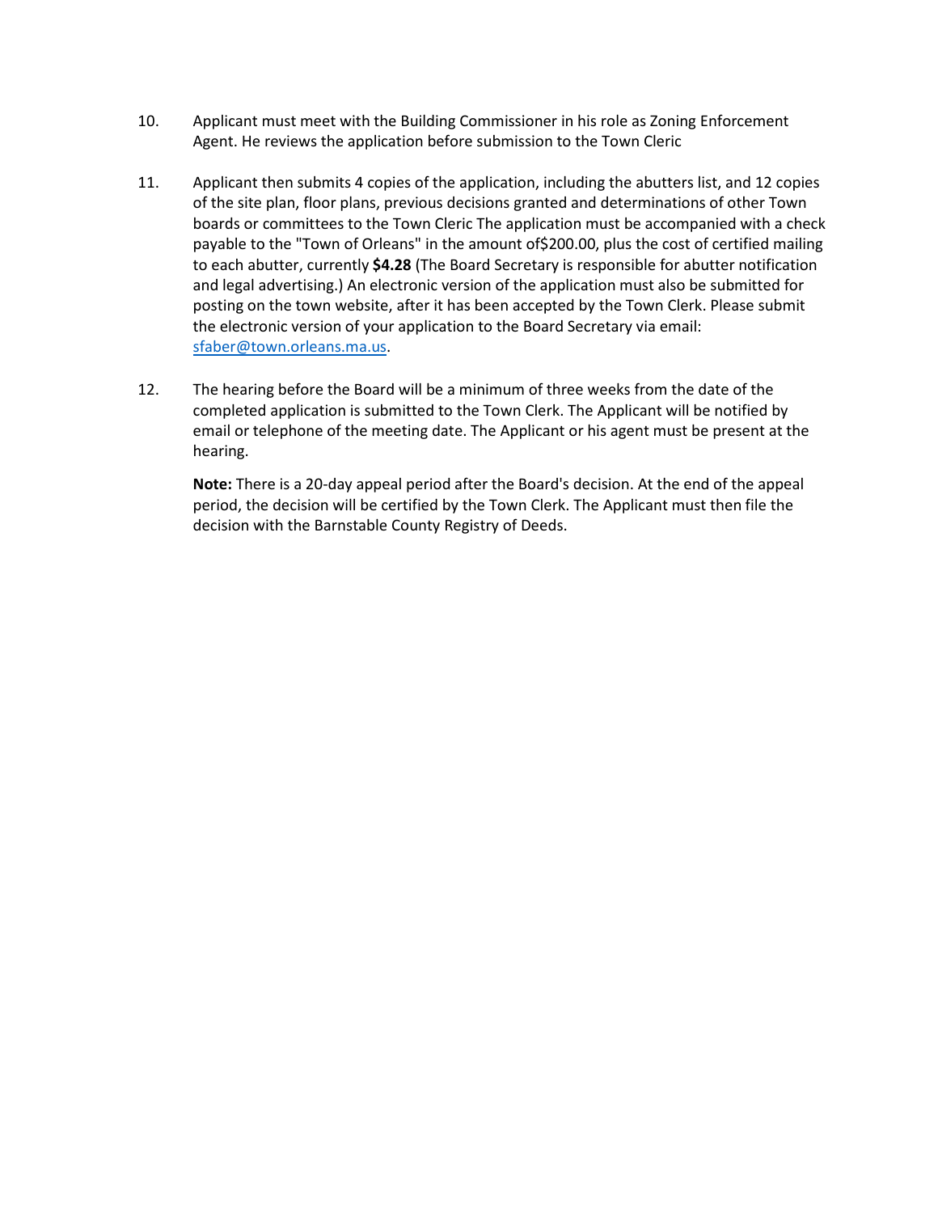10. Applicant must meet with the Building Commissioner in his role as Zoning Enforcement Agent. He reviews the application before submission to the Town Cleric

11. Applicant then submits 4 copies of the application, including the abutters list, and 12 copies of the site plan, floor plans, previous decisions granted and determinations of other Town boards or committees to the Town Cleric The application must be accompanied with a check payable to the "Town of Orleans" in the amount of$200.00, plus the cost of certified mailing to each abutter, currently **$4.28** (The Board Secretary is responsible for abutter notification and legal advertising.) An electronic version of the application must also be submitted for posting on the town website, after it has been accepted by the Town Clerk. Please submit the electronic version of your application to the Board Secretary via email: [sfaber@town.orleans.ma.us](mailto:sfaber@town.orleans.ma.us).

12. The hearing before the Board will be a minimum of three weeks from the date of the completed application is submitted to the Town Clerk. The Applicant will be notified by email or telephone of the meeting date. The Applicant or his agent must be present at the hearing.

    **Note:** There is a 20-day appeal period after the Board's decision. At the end of the appeal period, the decision will be certified by the Town Clerk. The Applicant must then file the decision with the Barnstable County Registry of Deeds.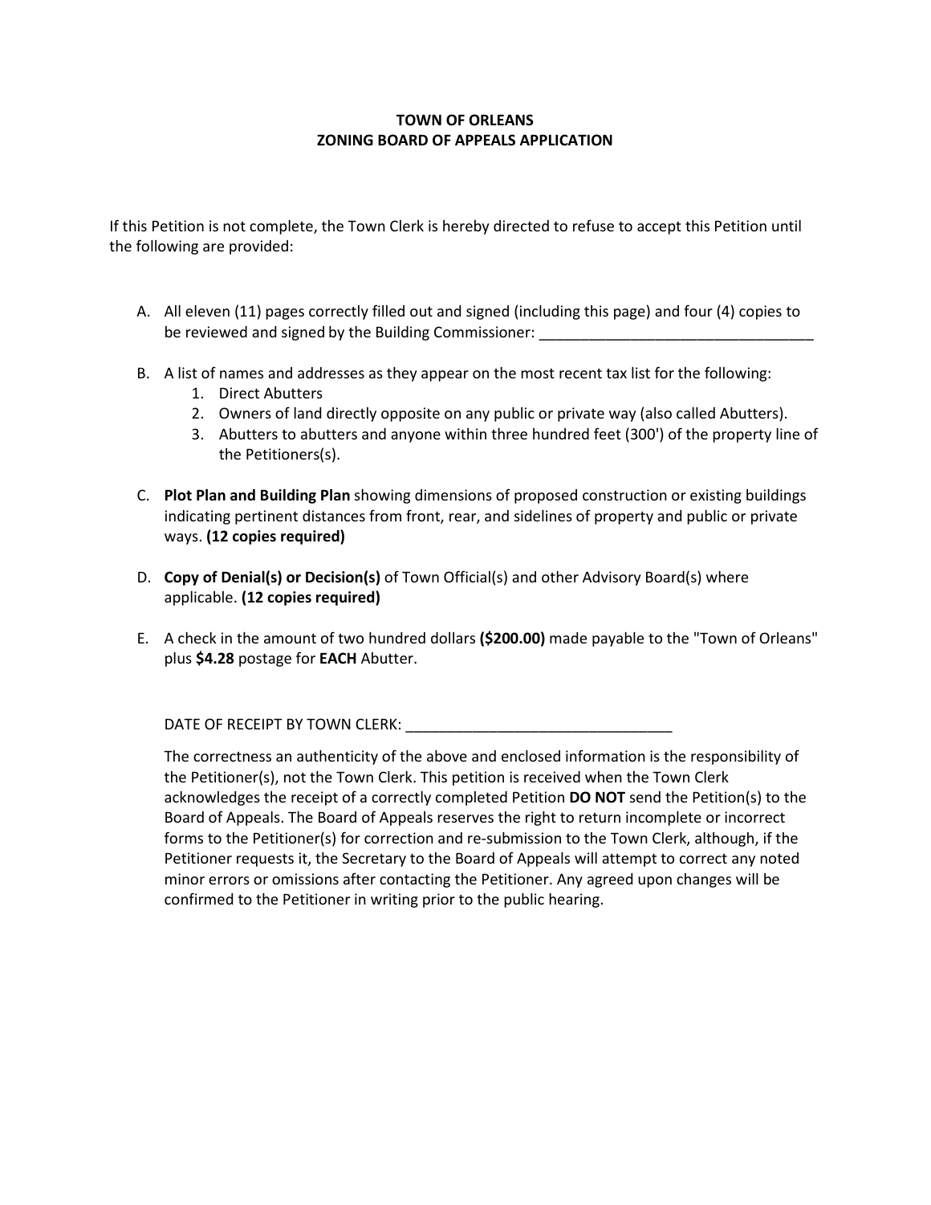**TOWN OF ORLEANS**
**ZONING BOARD OF APPEALS APPLICATION**

If this Petition is not complete, the Town Clerk is hereby directed to refuse to accept this Petition until the following are provided:

A. All eleven (11) pages correctly filled out and signed (including this page) and four (4) copies to be reviewed and signed by the Building Commissioner: _________________________________

B. A list of names and addresses as they appear on the most recent tax list for the following:
   1. Direct Abutters
   2. Owners of land directly opposite on any public or private way (also called Abutters).
   3. Abutters to abutters and anyone within three hundred feet (300') of the property line of the Petitioners(s).

C. **Plot Plan and Building Plan** showing dimensions of proposed construction or existing buildings indicating pertinent distances from front, rear, and sidelines of property and public or private ways. **(12 copies required)**

D. **Copy of Denial(s) or Decision(s)** of Town Official(s) and other Advisory Board(s) where applicable. **(12 copies required)**

E. A check in the amount of two hundred dollars **($200.00)** made payable to the "Town of Orleans" plus **$4.28** postage for **EACH** Abutter.

DATE OF RECEIPT BY TOWN CLERK: ________________________________

The correctness an authenticity of the above and enclosed information is the responsibility of the Petitioner(s), not the Town Clerk. This petition is received when the Town Clerk acknowledges the receipt of a correctly completed Petition **DO NOT** send the Petition(s) to the Board of Appeals. The Board of Appeals reserves the right to return incomplete or incorrect forms to the Petitioner(s) for correction and re-submission to the Town Clerk, although, if the Petitioner requests it, the Secretary to the Board of Appeals will attempt to correct any noted minor errors or omissions after contacting the Petitioner. Any agreed upon changes will be confirmed to the Petitioner in writing prior to the public hearing.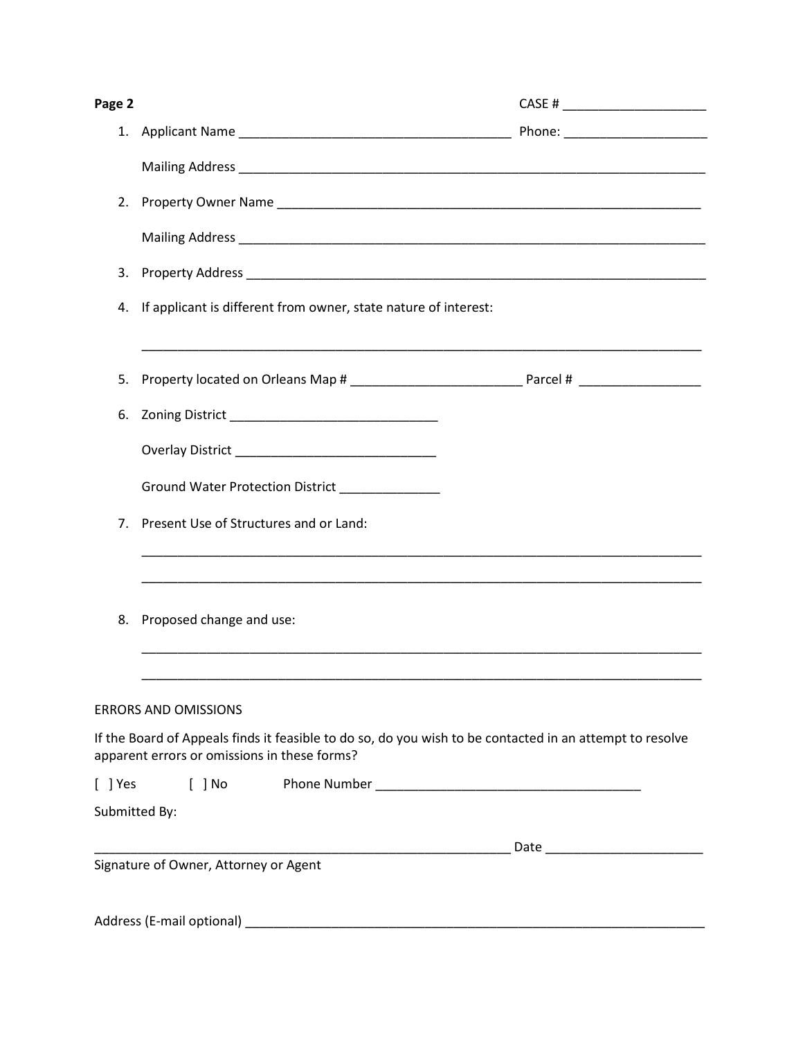**Page 2** CASE # ____________________

1. Applicant Name ______________________________________ Phone: ____________________

   Mailing Address ____________________________________________________________________

2. Property Owner Name ____________________________________________________________

   Mailing Address ____________________________________________________________________

3. Property Address ____________________________________________________________________

4. If applicant is different from owner, state nature of interest:

   ________________________________________________________________________________

5. Property located on Orleans Map # ________________________ Parcel # _________________

6. Zoning District _____________________________

   Overlay District ____________________________

   Ground Water Protection District ______________

7. Present Use of Structures and or Land:

   ________________________________________________________________________________

   ________________________________________________________________________________

8. Proposed change and use:

   ________________________________________________________________________________

   ________________________________________________________________________________

ERRORS AND OMISSIONS

If the Board of Appeals finds it feasible to do so, do you wish to be contacted in an attempt to resolve apparent errors or omissions in these forms?

[ ] Yes [ ] No Phone Number _____________________________________

Submitted By:

_____________________________________________________________ Date ______________________

Signature of Owner, Attorney or Agent

Address (E-mail optional) __________________________________________________________________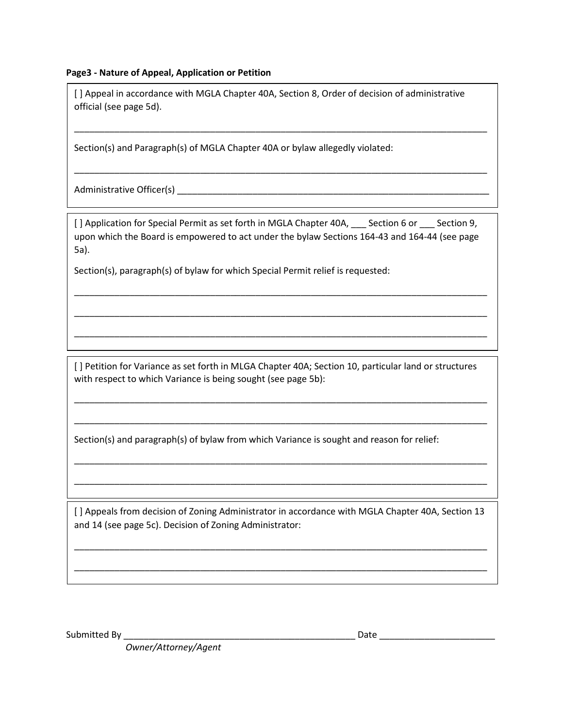**Page3 - Nature of Appeal, Application or Petition**

[ ] Appeal in accordance with MGLA Chapter 40A, Section 8, Order of decision of administrative official (see page 5d).

\_\_\_\_\_\_\_\_\_\_\_\_\_\_\_\_\_\_\_\_\_\_\_\_\_\_\_\_\_\_\_\_\_\_\_\_\_\_\_\_\_\_\_\_\_\_\_\_\_\_\_\_\_\_\_\_\_\_\_\_\_\_\_\_\_\_\_\_\_\_\_\_\_\_\_\_\_\_

Section(s) and Paragraph(s) of MGLA Chapter 40A or bylaw allegedly violated:

\_\_\_\_\_\_\_\_\_\_\_\_\_\_\_\_\_\_\_\_\_\_\_\_\_\_\_\_\_\_\_\_\_\_\_\_\_\_\_\_\_\_\_\_\_\_\_\_\_\_\_\_\_\_\_\_\_\_\_\_\_\_\_\_\_\_\_\_\_\_\_\_\_\_\_\_\_\_

Administrative Officer(s) \_\_\_\_\_\_\_\_\_\_\_\_\_\_\_\_\_\_\_\_\_\_\_\_\_\_\_\_\_\_\_\_\_\_\_\_\_\_\_\_\_\_\_\_\_\_\_\_\_\_\_\_\_\_\_\_\_\_

---

[ ] Application for Special Permit as set forth in MGLA Chapter 40A, \_\_\_ Section 6 or \_\_\_ Section 9, upon which the Board is empowered to act under the bylaw Sections 164-43 and 164-44 (see page 5a).

Section(s), paragraph(s) of bylaw for which Special Permit relief is requested:

\_\_\_\_\_\_\_\_\_\_\_\_\_\_\_\_\_\_\_\_\_\_\_\_\_\_\_\_\_\_\_\_\_\_\_\_\_\_\_\_\_\_\_\_\_\_\_\_\_\_\_\_\_\_\_\_\_\_\_\_\_\_\_\_\_\_\_\_\_\_\_\_\_\_\_\_\_\_

\_\_\_\_\_\_\_\_\_\_\_\_\_\_\_\_\_\_\_\_\_\_\_\_\_\_\_\_\_\_\_\_\_\_\_\_\_\_\_\_\_\_\_\_\_\_\_\_\_\_\_\_\_\_\_\_\_\_\_\_\_\_\_\_\_\_\_\_\_\_\_\_\_\_\_\_\_\_

\_\_\_\_\_\_\_\_\_\_\_\_\_\_\_\_\_\_\_\_\_\_\_\_\_\_\_\_\_\_\_\_\_\_\_\_\_\_\_\_\_\_\_\_\_\_\_\_\_\_\_\_\_\_\_\_\_\_\_\_\_\_\_\_\_\_\_\_\_\_\_\_\_\_\_\_\_\_

---

[ ] Petition for Variance as set forth in MLGA Chapter 40A; Section 10, particular land or structures with respect to which Variance is being sought (see page 5b):

\_\_\_\_\_\_\_\_\_\_\_\_\_\_\_\_\_\_\_\_\_\_\_\_\_\_\_\_\_\_\_\_\_\_\_\_\_\_\_\_\_\_\_\_\_\_\_\_\_\_\_\_\_\_\_\_\_\_\_\_\_\_\_\_\_\_\_\_\_\_\_\_\_\_\_\_\_\_

\_\_\_\_\_\_\_\_\_\_\_\_\_\_\_\_\_\_\_\_\_\_\_\_\_\_\_\_\_\_\_\_\_\_\_\_\_\_\_\_\_\_\_\_\_\_\_\_\_\_\_\_\_\_\_\_\_\_\_\_\_\_\_\_\_\_\_\_\_\_\_\_\_\_\_\_\_\_

Section(s) and paragraph(s) of bylaw from which Variance is sought and reason for relief:

\_\_\_\_\_\_\_\_\_\_\_\_\_\_\_\_\_\_\_\_\_\_\_\_\_\_\_\_\_\_\_\_\_\_\_\_\_\_\_\_\_\_\_\_\_\_\_\_\_\_\_\_\_\_\_\_\_\_\_\_\_\_\_\_\_\_\_\_\_\_\_\_\_\_\_\_\_\_

\_\_\_\_\_\_\_\_\_\_\_\_\_\_\_\_\_\_\_\_\_\_\_\_\_\_\_\_\_\_\_\_\_\_\_\_\_\_\_\_\_\_\_\_\_\_\_\_\_\_\_\_\_\_\_\_\_\_\_\_\_\_\_\_\_\_\_\_\_\_\_\_\_\_\_\_\_\_

---

[ ] Appeals from decision of Zoning Administrator in accordance with MGLA Chapter 40A, Section 13 and 14 (see page 5c). Decision of Zoning Administrator:

\_\_\_\_\_\_\_\_\_\_\_\_\_\_\_\_\_\_\_\_\_\_\_\_\_\_\_\_\_\_\_\_\_\_\_\_\_\_\_\_\_\_\_\_\_\_\_\_\_\_\_\_\_\_\_\_\_\_\_\_\_\_\_\_\_\_\_\_\_\_\_\_\_\_\_\_\_\_

\_\_\_\_\_\_\_\_\_\_\_\_\_\_\_\_\_\_\_\_\_\_\_\_\_\_\_\_\_\_\_\_\_\_\_\_\_\_\_\_\_\_\_\_\_\_\_\_\_\_\_\_\_\_\_\_\_\_\_\_\_\_\_\_\_\_\_\_\_\_\_\_\_\_\_\_\_\_

---

Submitted By \_\_\_\_\_\_\_\_\_\_\_\_\_\_\_\_\_\_\_\_\_\_\_\_\_\_\_\_\_\_\_\_\_\_\_\_\_\_\_\_\_\_\_\_\_\_ Date \_\_\_\_\_\_\_\_\_\_\_\_\_\_\_\_\_\_\_\_\_\_\_

*Owner/Attorney/Agent*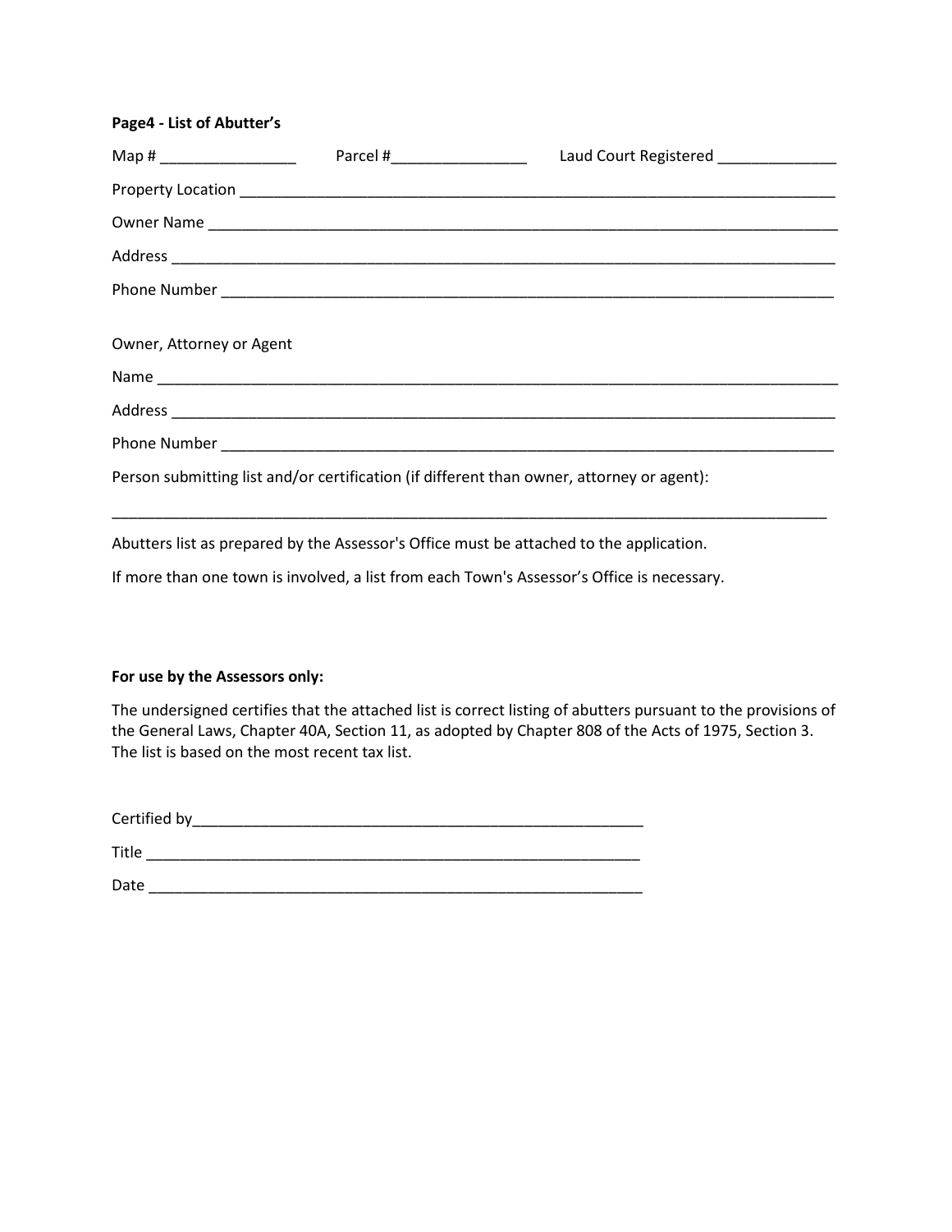**Page4 - List of Abutter's**

Map # ________________ Parcel #________________ Laud Court Registered ______________

Property Location ____________________________________________________________________________

Owner Name _________________________________________________________________________________

Address _____________________________________________________________________________________

Phone Number ________________________________________________________________________________

Owner, Attorney or Agent

Name _______________________________________________________________________________________

Address _____________________________________________________________________________________

Phone Number ________________________________________________________________________________

Person submitting list and/or certification (if different than owner, attorney or agent):

_____________________________________________________________________________________________

Abutters list as prepared by the Assessor's Office must be attached to the application.

If more than one town is involved, a list from each Town's Assessor's Office is necessary.

**For use by the Assessors only:**

The undersigned certifies that the attached list is correct listing of abutters pursuant to the provisions of the General Laws, Chapter 40A, Section 11, as adopted by Chapter 808 of the Acts of 1975, Section 3. The list is based on the most recent tax list.

Certified by_______________________________________________________

Title ______________________________________________________________

Date ______________________________________________________________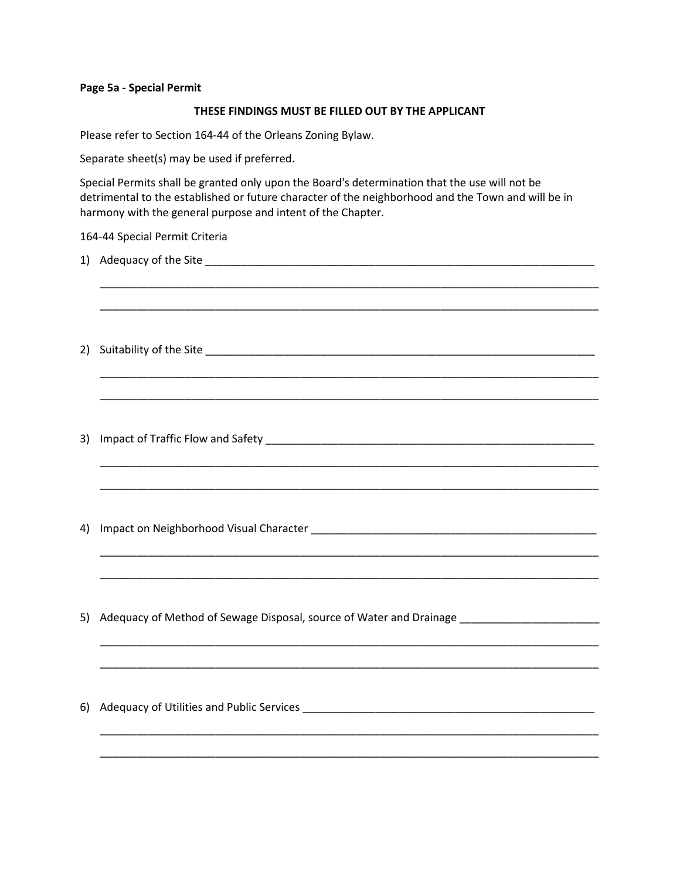**Page 5a - Special Permit**

**THESE FINDINGS MUST BE FILLED OUT BY THE APPLICANT**

Please refer to Section 164-44 of the Orleans Zoning Bylaw.

Separate sheet(s) may be used if preferred.

Special Permits shall be granted only upon the Board's determination that the use will not be detrimental to the established or future character of the neighborhood and the Town and will be in harmony with the general purpose and intent of the Chapter.

164-44 Special Permit Criteria

1) Adequacy of the Site ____________________________________________________________

_______________________________________________________________________________

_______________________________________________________________________________

2) Suitability of the Site ____________________________________________________________

_______________________________________________________________________________

_______________________________________________________________________________

3) Impact of Traffic Flow and Safety ___________________________________________________

_______________________________________________________________________________

_______________________________________________________________________________

4) Impact on Neighborhood Visual Character ____________________________________________

_______________________________________________________________________________

_______________________________________________________________________________

5) Adequacy of Method of Sewage Disposal, source of Water and Drainage ____________________

_______________________________________________________________________________

_______________________________________________________________________________

6) Adequacy of Utilities and Public Services _____________________________________________

_______________________________________________________________________________

_______________________________________________________________________________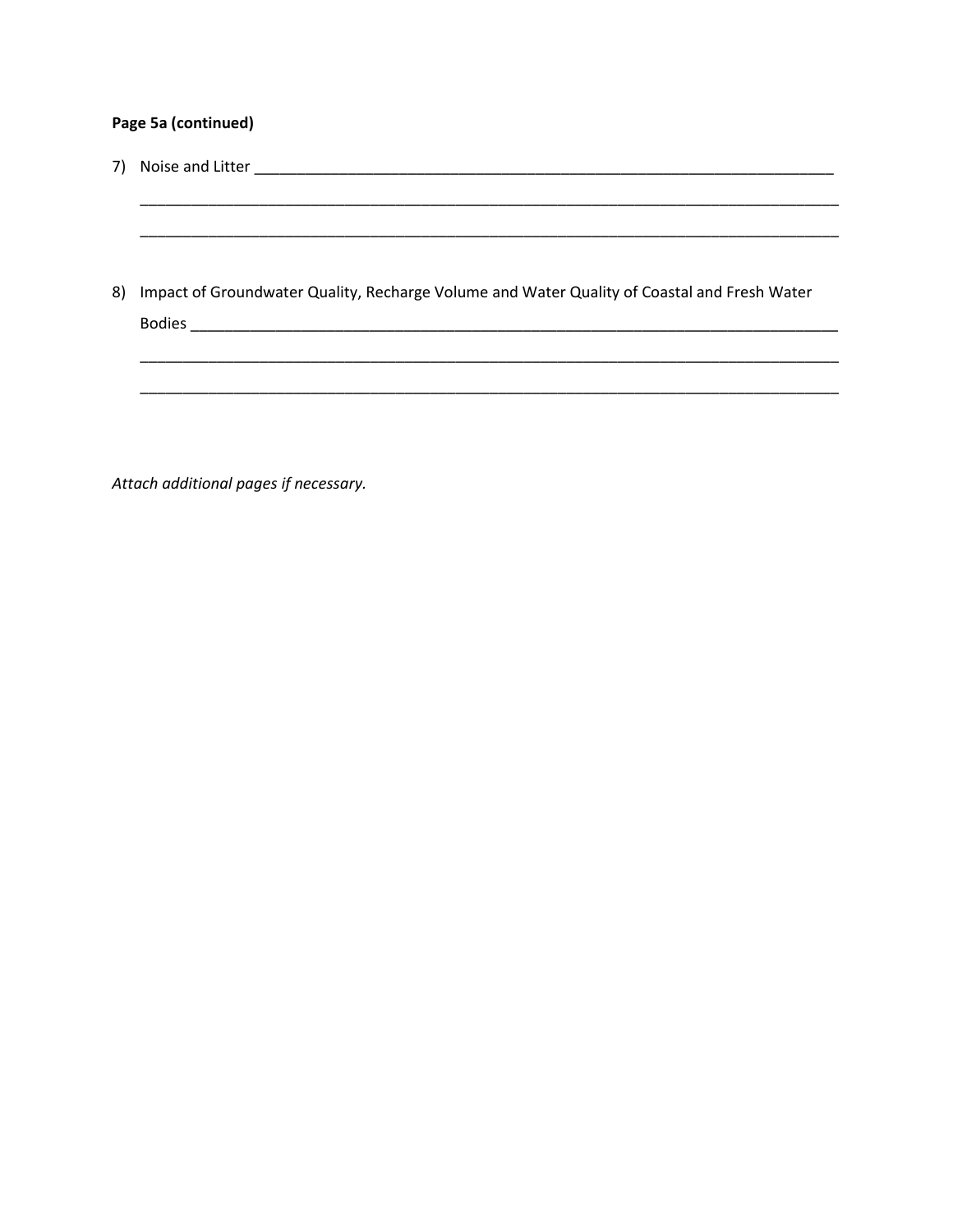**Page 5a (continued)**

7) Noise and Litter ______________________________________________________________________

_____________________________________________________________________________________

_____________________________________________________________________________________

8) Impact of Groundwater Quality, Recharge Volume and Water Quality of Coastal and Fresh Water Bodies ____________________________________________________________________________

_____________________________________________________________________________________

_____________________________________________________________________________________

*Attach additional pages if necessary.*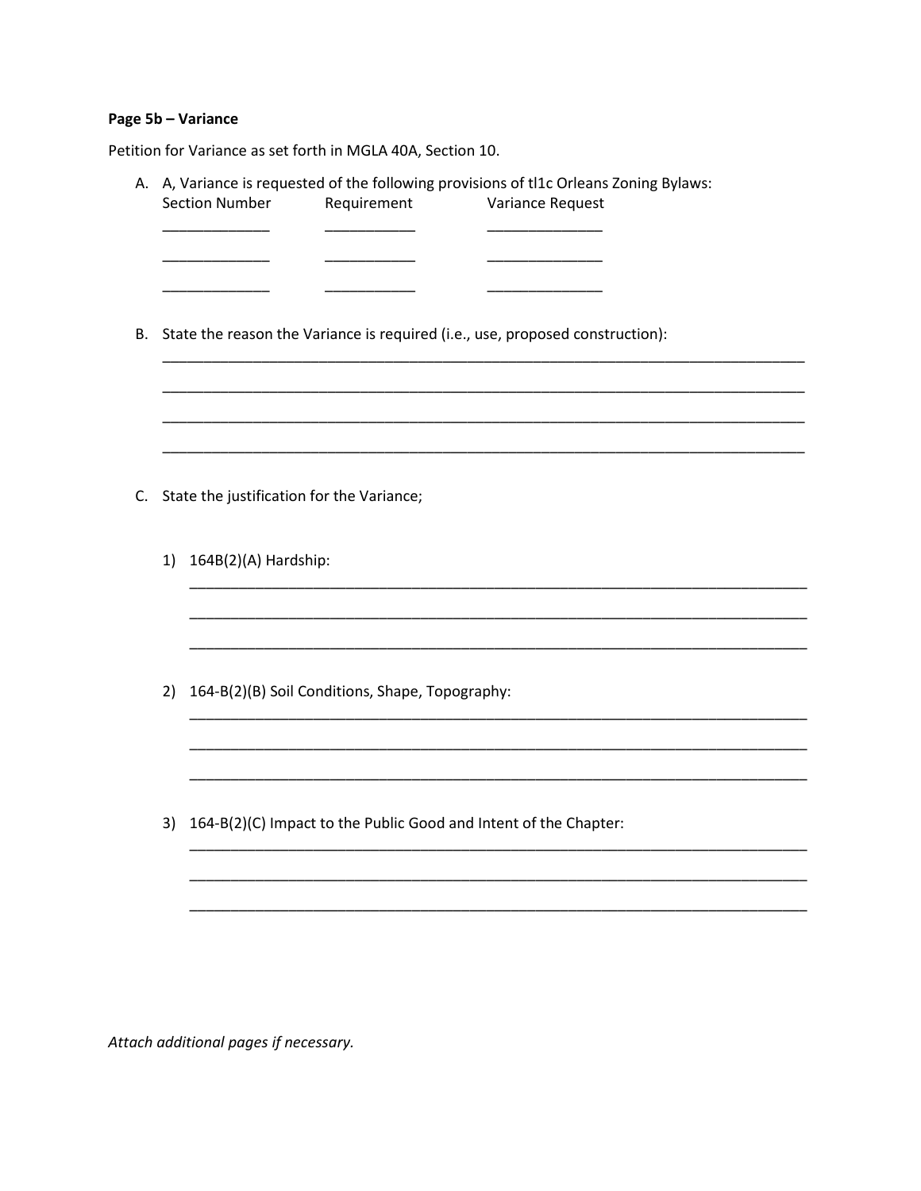**Page 5b – Variance**

Petition for Variance as set forth in MGLA 40A, Section 10.

A. A, Variance is requested of the following provisions of tl1c Orleans Zoning Bylaws:

| Section Number | Requirement | Variance Request |
|---|---|---|
| ____________ | __________ | _____________ |
| ____________ | __________ | _____________ |
| ____________ | __________ | _____________ |

B. State the reason the Variance is required (i.e., use, proposed construction):

___________________________________________________________________________

___________________________________________________________________________

___________________________________________________________________________

___________________________________________________________________________

C. State the justification for the Variance;

1) 164B(2)(A) Hardship:

___________________________________________________________________________

___________________________________________________________________________

___________________________________________________________________________

2) 164-B(2)(B) Soil Conditions, Shape, Topography:

___________________________________________________________________________

___________________________________________________________________________

___________________________________________________________________________

3) 164-B(2)(C) Impact to the Public Good and Intent of the Chapter:

___________________________________________________________________________

___________________________________________________________________________

___________________________________________________________________________

*Attach additional pages if necessary.*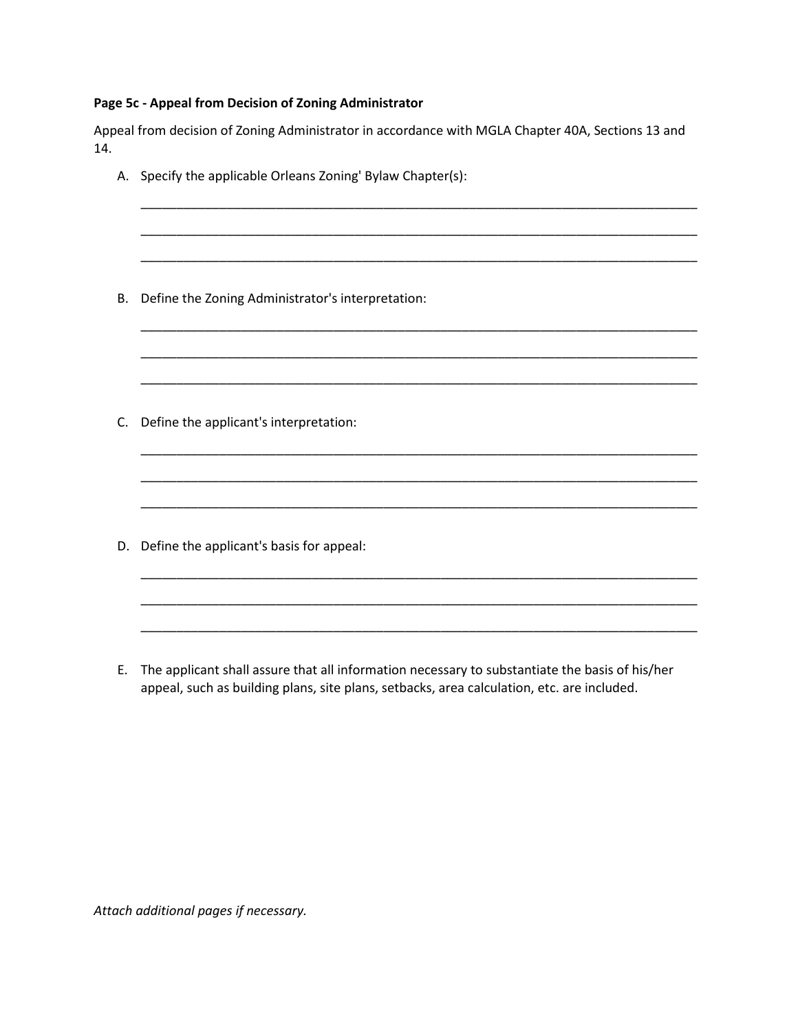**Page 5c - Appeal from Decision of Zoning Administrator**

Appeal from decision of Zoning Administrator in accordance with MGLA Chapter 40A, Sections 13 and 14.

A. Specify the applicable Orleans Zoning' Bylaw Chapter(s):

________________________________________________________________________________

________________________________________________________________________________

________________________________________________________________________________

B. Define the Zoning Administrator's interpretation:

________________________________________________________________________________

________________________________________________________________________________

________________________________________________________________________________

C. Define the applicant's interpretation:

________________________________________________________________________________

________________________________________________________________________________

________________________________________________________________________________

D. Define the applicant's basis for appeal:

________________________________________________________________________________

________________________________________________________________________________

________________________________________________________________________________

E. The applicant shall assure that all information necessary to substantiate the basis of his/her appeal, such as building plans, site plans, setbacks, area calculation, etc. are included.

*Attach additional pages if necessary.*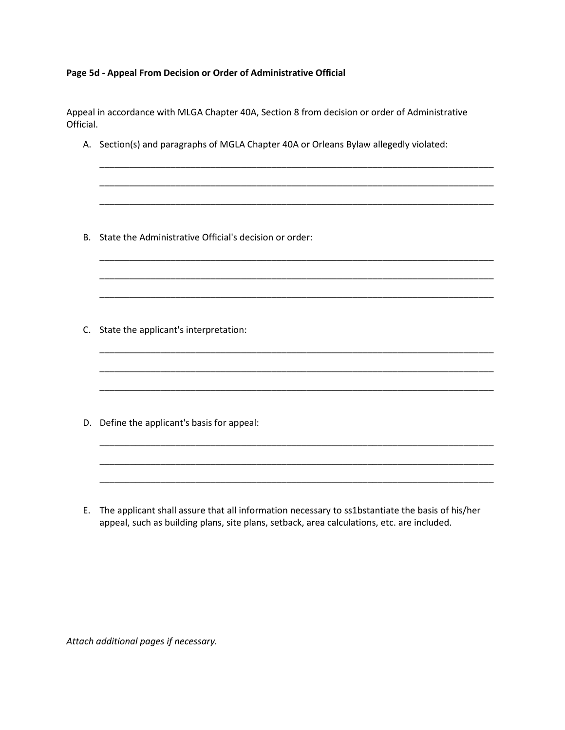**Page 5d - Appeal From Decision or Order of Administrative Official**

Appeal in accordance with MLGA Chapter 40A, Section 8 from decision or order of Administrative Official.

A. Section(s) and paragraphs of MGLA Chapter 40A or Orleans Bylaw allegedly violated:

______________________________________________________________________________

______________________________________________________________________________

______________________________________________________________________________

B. State the Administrative Official's decision or order:

______________________________________________________________________________

______________________________________________________________________________

______________________________________________________________________________

C. State the applicant's interpretation:

______________________________________________________________________________

______________________________________________________________________________

______________________________________________________________________________

D. Define the applicant's basis for appeal:

______________________________________________________________________________

______________________________________________________________________________

______________________________________________________________________________

E. The applicant shall assure that all information necessary to ss1bstantiate the basis of his/her appeal, such as building plans, site plans, setback, area calculations, etc. are included.

*Attach additional pages if necessary.*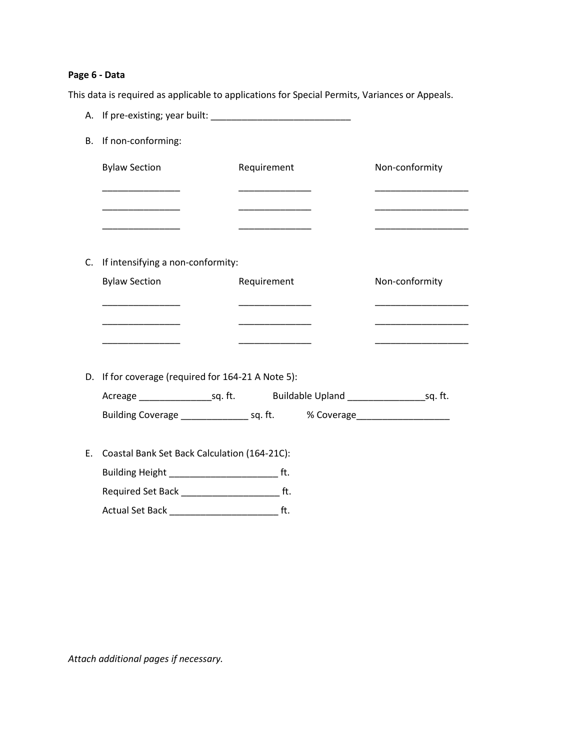**Page 6 - Data**

This data is required as applicable to applications for Special Permits, Variances or Appeals.

A. If pre-existing; year built: ___________________________

B. If non-conforming:

| Bylaw Section | Requirement | Non-conformity |
|---|---|---|
| _______________ | ______________ | __________________ |
| _______________ | ______________ | __________________ |
| _______________ | ______________ | __________________ |

C. If intensifying a non-conformity:

| Bylaw Section | Requirement | Non-conformity |
|---|---|---|
| _______________ | ______________ | __________________ |
| _______________ | ______________ | __________________ |
| _______________ | ______________ | __________________ |

D. If for coverage (required for 164-21 A Note 5):

Acreage ______________sq. ft. Buildable Upland _______________sq. ft.

Building Coverage _____________ sq. ft. % Coverage__________________

E. Coastal Bank Set Back Calculation (164-21C):

Building Height _____________________ ft.

Required Set Back ___________________ ft.

Actual Set Back _____________________ ft.

*Attach additional pages if necessary.*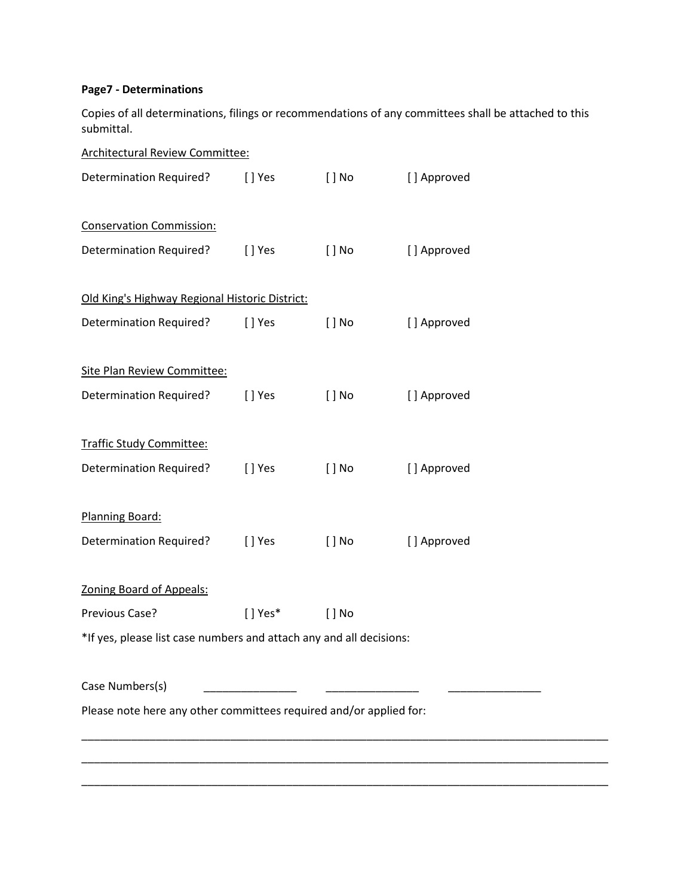**Page7 - Determinations**

Copies of all determinations, filings or recommendations of any committees shall be attached to this submittal.

Architectural Review Committee:

Determination Required? [ ] Yes [ ] No [ ] Approved

Conservation Commission:

Determination Required? [ ] Yes [ ] No [ ] Approved

Old King's Highway Regional Historic District:

Determination Required? [ ] Yes [ ] No [ ] Approved

Site Plan Review Committee:

Determination Required? [ ] Yes [ ] No [ ] Approved

Traffic Study Committee:

Determination Required? [ ] Yes [ ] No [ ] Approved

Planning Board:

Determination Required? [ ] Yes [ ] No [ ] Approved

Zoning Board of Appeals:

Previous Case? [ ] Yes* [ ] No

*If yes, please list case numbers and attach any and all decisions:

Case Numbers(s) _______________ _______________ _______________

Please note here any other committees required and/or applied for:

_______________________________________________________________________________________

_______________________________________________________________________________________

_______________________________________________________________________________________